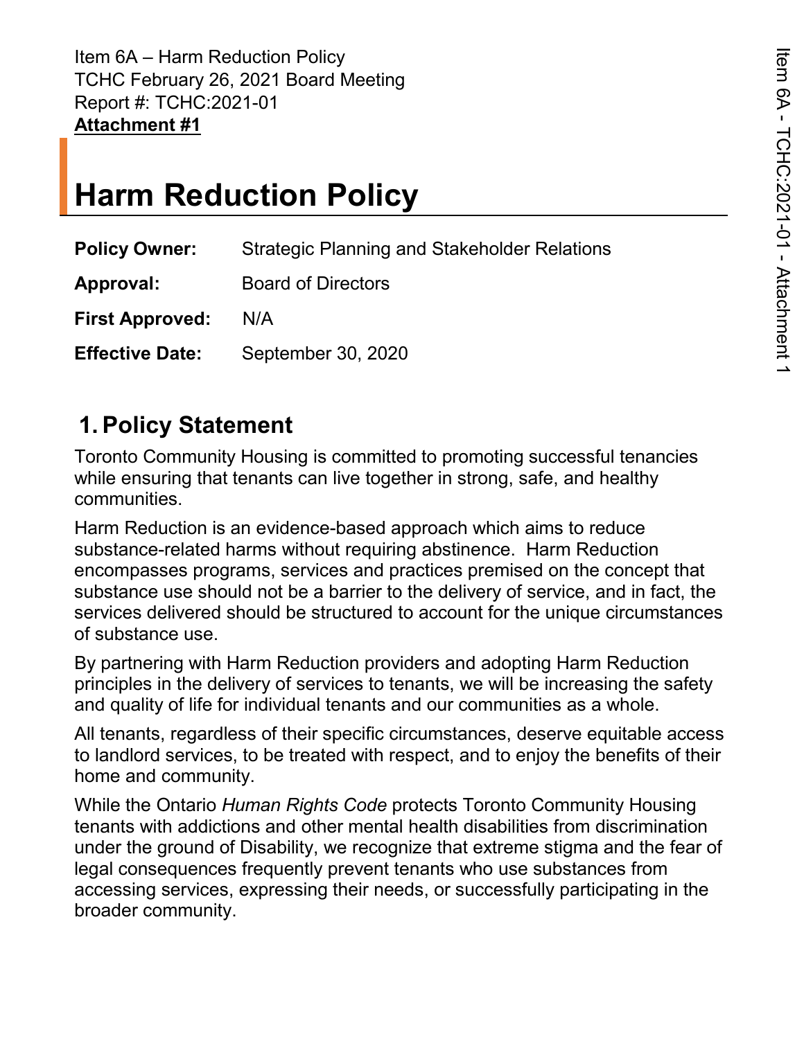Item 6A – Harm Reduction Policy
TCHC February 26, 2021 Board Meeting
Report #: TCHC:2021-01
**Attachment #1**

# Harm Reduction Policy

| | |
|---|---|
| **Policy Owner:** | Strategic Planning and Stakeholder Relations |
| **Approval:** | Board of Directors |
| **First Approved:** | N/A |
| **Effective Date:** | September 30, 2020 |

## 1. Policy Statement

Toronto Community Housing is committed to promoting successful tenancies while ensuring that tenants can live together in strong, safe, and healthy communities.

Harm Reduction is an evidence-based approach which aims to reduce substance-related harms without requiring abstinence. Harm Reduction encompasses programs, services and practices premised on the concept that substance use should not be a barrier to the delivery of service, and in fact, the services delivered should be structured to account for the unique circumstances of substance use.

By partnering with Harm Reduction providers and adopting Harm Reduction principles in the delivery of services to tenants, we will be increasing the safety and quality of life for individual tenants and our communities as a whole.

All tenants, regardless of their specific circumstances, deserve equitable access to landlord services, to be treated with respect, and to enjoy the benefits of their home and community.

While the Ontario *Human Rights Code* protects Toronto Community Housing tenants with addictions and other mental health disabilities from discrimination under the ground of Disability, we recognize that extreme stigma and the fear of legal consequences frequently prevent tenants who use substances from accessing services, expressing their needs, or successfully participating in the broader community.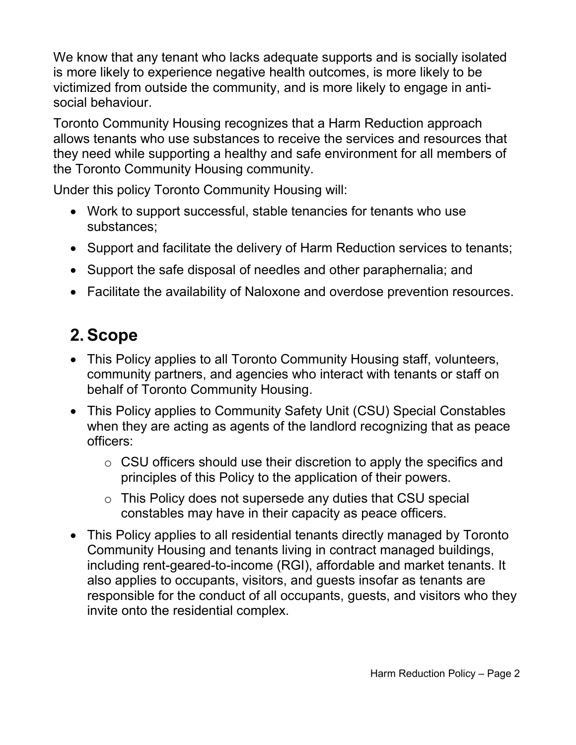We know that any tenant who lacks adequate supports and is socially isolated is more likely to experience negative health outcomes, is more likely to be victimized from outside the community, and is more likely to engage in anti-social behaviour.

Toronto Community Housing recognizes that a Harm Reduction approach allows tenants who use substances to receive the services and resources that they need while supporting a healthy and safe environment for all members of the Toronto Community Housing community.

Under this policy Toronto Community Housing will:

- Work to support successful, stable tenancies for tenants who use substances;
- Support and facilitate the delivery of Harm Reduction services to tenants;
- Support the safe disposal of needles and other paraphernalia; and
- Facilitate the availability of Naloxone and overdose prevention resources.

## 2. Scope

- This Policy applies to all Toronto Community Housing staff, volunteers, community partners, and agencies who interact with tenants or staff on behalf of Toronto Community Housing.
- This Policy applies to Community Safety Unit (CSU) Special Constables when they are acting as agents of the landlord recognizing that as peace officers:
  - CSU officers should use their discretion to apply the specifics and principles of this Policy to the application of their powers.
  - This Policy does not supersede any duties that CSU special constables may have in their capacity as peace officers.
- This Policy applies to all residential tenants directly managed by Toronto Community Housing and tenants living in contract managed buildings, including rent-geared-to-income (RGI), affordable and market tenants. It also applies to occupants, visitors, and guests insofar as tenants are responsible for the conduct of all occupants, guests, and visitors who they invite onto the residential complex.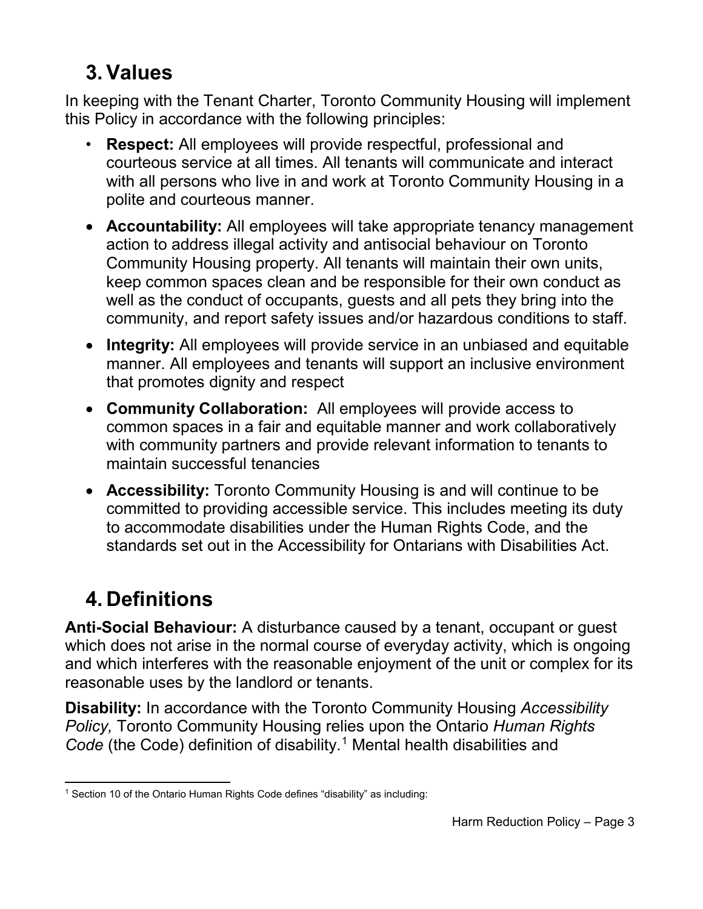## 3. Values

In keeping with the Tenant Charter, Toronto Community Housing will implement this Policy in accordance with the following principles:

- **Respect:** All employees will provide respectful, professional and courteous service at all times. All tenants will communicate and interact with all persons who live in and work at Toronto Community Housing in a polite and courteous manner.
- **Accountability:** All employees will take appropriate tenancy management action to address illegal activity and antisocial behaviour on Toronto Community Housing property. All tenants will maintain their own units, keep common spaces clean and be responsible for their own conduct as well as the conduct of occupants, guests and all pets they bring into the community, and report safety issues and/or hazardous conditions to staff.
- **Integrity:** All employees will provide service in an unbiased and equitable manner. All employees and tenants will support an inclusive environment that promotes dignity and respect
- **Community Collaboration:** All employees will provide access to common spaces in a fair and equitable manner and work collaboratively with community partners and provide relevant information to tenants to maintain successful tenancies
- **Accessibility:** Toronto Community Housing is and will continue to be committed to providing accessible service. This includes meeting its duty to accommodate disabilities under the Human Rights Code, and the standards set out in the Accessibility for Ontarians with Disabilities Act.

## 4. Definitions

**Anti-Social Behaviour:** A disturbance caused by a tenant, occupant or guest which does not arise in the normal course of everyday activity, which is ongoing and which interferes with the reasonable enjoyment of the unit or complex for its reasonable uses by the landlord or tenants.

**Disability:** In accordance with the Toronto Community Housing *Accessibility Policy,* Toronto Community Housing relies upon the Ontario *Human Rights Code* (the Code) definition of disability.[1] Mental health disabilities and

[1] Section 10 of the Ontario Human Rights Code defines "disability" as including: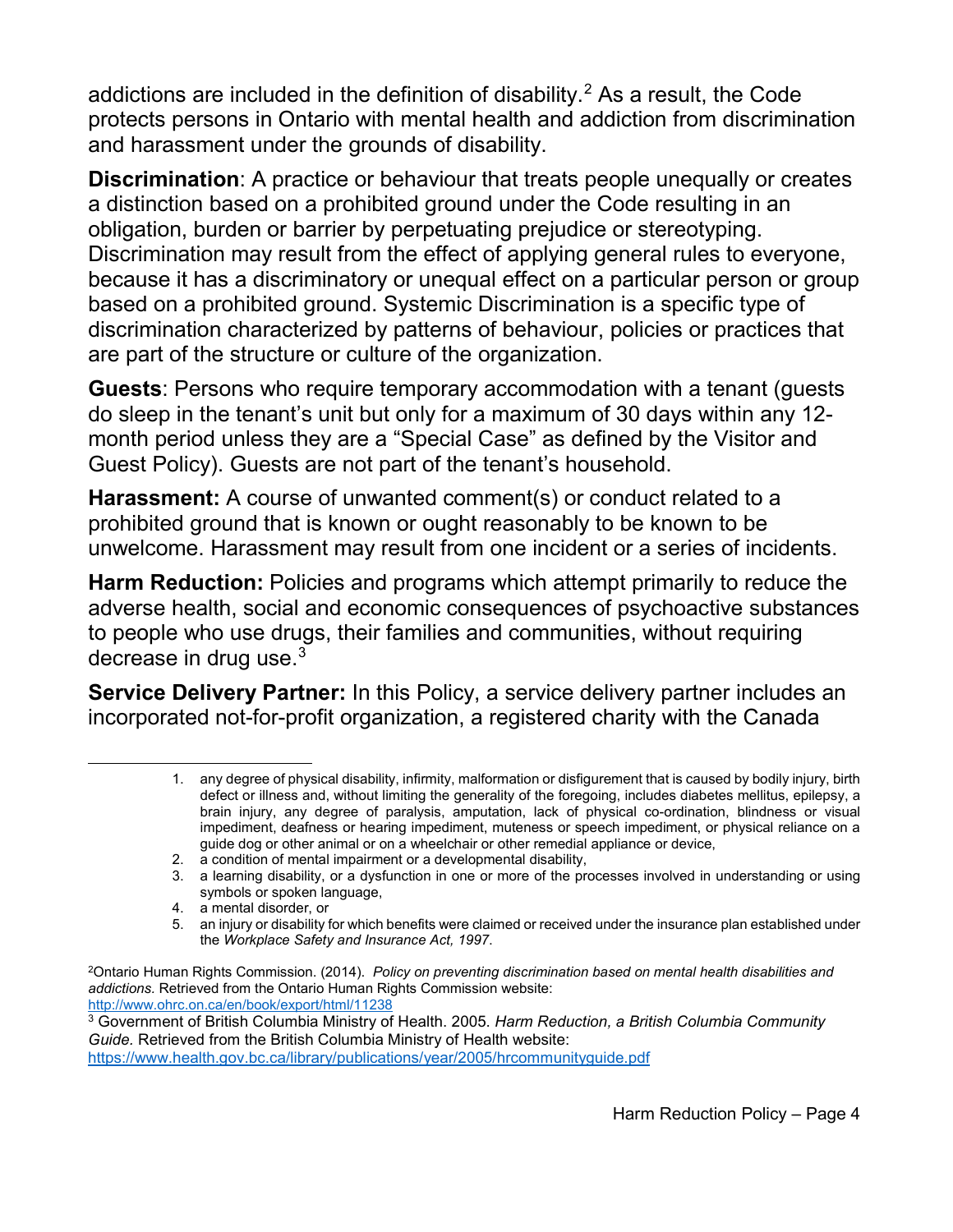addictions are included in the definition of disability.[2] As a result, the Code protects persons in Ontario with mental health and addiction from discrimination and harassment under the grounds of disability.

**Discrimination**: A practice or behaviour that treats people unequally or creates a distinction based on a prohibited ground under the Code resulting in an obligation, burden or barrier by perpetuating prejudice or stereotyping. Discrimination may result from the effect of applying general rules to everyone, because it has a discriminatory or unequal effect on a particular person or group based on a prohibited ground. Systemic Discrimination is a specific type of discrimination characterized by patterns of behaviour, policies or practices that are part of the structure or culture of the organization.

**Guests**: Persons who require temporary accommodation with a tenant (guests do sleep in the tenant's unit but only for a maximum of 30 days within any 12-month period unless they are a "Special Case" as defined by the Visitor and Guest Policy). Guests are not part of the tenant's household.

**Harassment:** A course of unwanted comment(s) or conduct related to a prohibited ground that is known or ought reasonably to be known to be unwelcome. Harassment may result from one incident or a series of incidents.

**Harm Reduction:** Policies and programs which attempt primarily to reduce the adverse health, social and economic consequences of psychoactive substances to people who use drugs, their families and communities, without requiring decrease in drug use.[3]

**Service Delivery Partner:** In this Policy, a service delivery partner includes an incorporated not-for-profit organization, a registered charity with the Canada

---

1. any degree of physical disability, infirmity, malformation or disfigurement that is caused by bodily injury, birth defect or illness and, without limiting the generality of the foregoing, includes diabetes mellitus, epilepsy, a brain injury, any degree of paralysis, amputation, lack of physical co-ordination, blindness or visual impediment, deafness or hearing impediment, muteness or speech impediment, or physical reliance on a guide dog or other animal or on a wheelchair or other remedial appliance or device,
2. a condition of mental impairment or a developmental disability,
3. a learning disability, or a dysfunction in one or more of the processes involved in understanding or using symbols or spoken language,
4. a mental disorder, or
5. an injury or disability for which benefits were claimed or received under the insurance plan established under the *Workplace Safety and Insurance Act, 1997*.

[2] Ontario Human Rights Commission. (2014). *Policy on preventing discrimination based on mental health disabilities and addictions.* Retrieved from the Ontario Human Rights Commission website: http://www.ohrc.on.ca/en/book/export/html/11238

[3] Government of British Columbia Ministry of Health. 2005. *Harm Reduction, a British Columbia Community Guide.* Retrieved from the British Columbia Ministry of Health website: https://www.health.gov.bc.ca/library/publications/year/2005/hrcommunityguide.pdf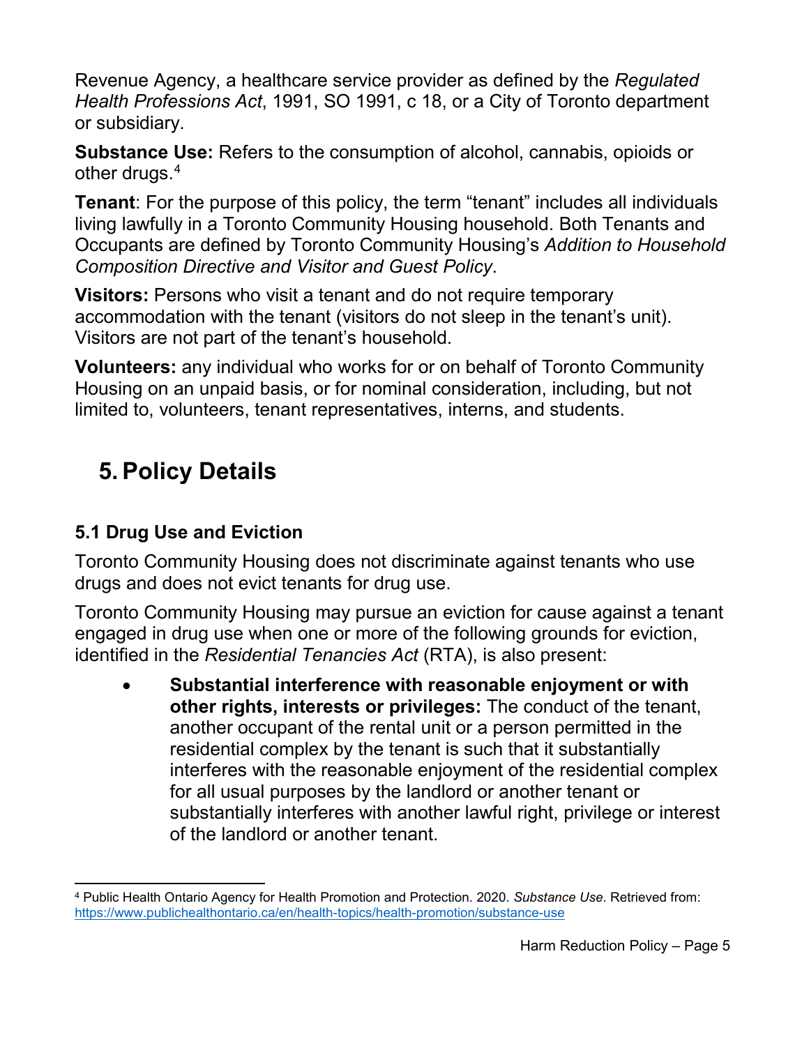Revenue Agency, a healthcare service provider as defined by the *Regulated Health Professions Act*, 1991, SO 1991, c 18, or a City of Toronto department or subsidiary.

**Substance Use:** Refers to the consumption of alcohol, cannabis, opioids or other drugs.[4]

**Tenant**: For the purpose of this policy, the term "tenant" includes all individuals living lawfully in a Toronto Community Housing household. Both Tenants and Occupants are defined by Toronto Community Housing's *Addition to Household Composition Directive and Visitor and Guest Policy*.

**Visitors:** Persons who visit a tenant and do not require temporary accommodation with the tenant (visitors do not sleep in the tenant's unit). Visitors are not part of the tenant's household.

**Volunteers:** any individual who works for or on behalf of Toronto Community Housing on an unpaid basis, or for nominal consideration, including, but not limited to, volunteers, tenant representatives, interns, and students.

# 5. Policy Details

## 5.1 Drug Use and Eviction

Toronto Community Housing does not discriminate against tenants who use drugs and does not evict tenants for drug use.

Toronto Community Housing may pursue an eviction for cause against a tenant engaged in drug use when one or more of the following grounds for eviction, identified in the *Residential Tenancies Act* (RTA), is also present:

- **Substantial interference with reasonable enjoyment or with other rights, interests or privileges:** The conduct of the tenant, another occupant of the rental unit or a person permitted in the residential complex by the tenant is such that it substantially interferes with the reasonable enjoyment of the residential complex for all usual purposes by the landlord or another tenant or substantially interferes with another lawful right, privilege or interest of the landlord or another tenant.

---

[4] Public Health Ontario Agency for Health Promotion and Protection. 2020. *Substance Use*. Retrieved from: https://www.publichealthontario.ca/en/health-topics/health-promotion/substance-use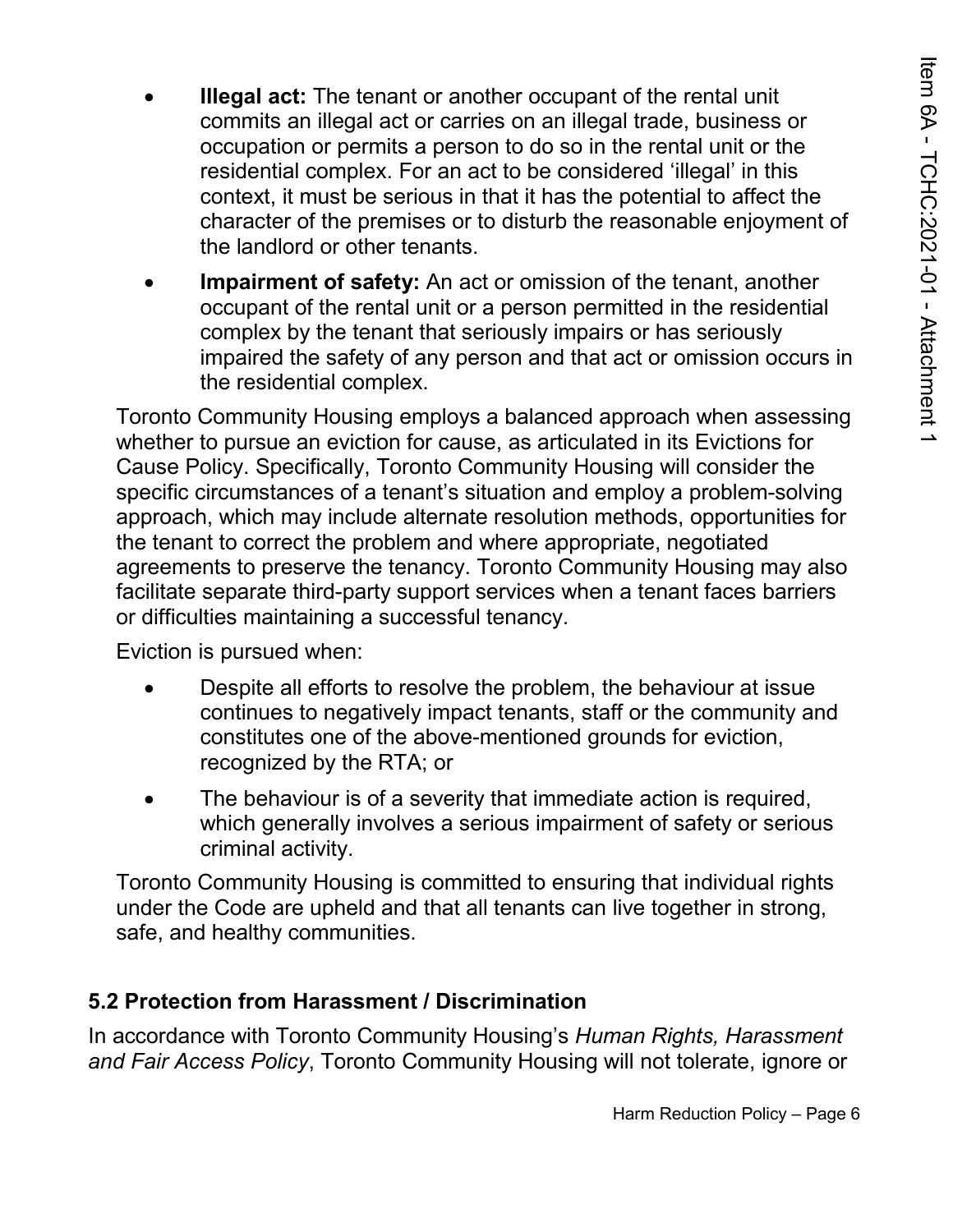- **Illegal act:** The tenant or another occupant of the rental unit commits an illegal act or carries on an illegal trade, business or occupation or permits a person to do so in the rental unit or the residential complex. For an act to be considered 'illegal' in this context, it must be serious in that it has the potential to affect the character of the premises or to disturb the reasonable enjoyment of the landlord or other tenants.
- **Impairment of safety:** An act or omission of the tenant, another occupant of the rental unit or a person permitted in the residential complex by the tenant that seriously impairs or has seriously impaired the safety of any person and that act or omission occurs in the residential complex.

Toronto Community Housing employs a balanced approach when assessing whether to pursue an eviction for cause, as articulated in its Evictions for Cause Policy. Specifically, Toronto Community Housing will consider the specific circumstances of a tenant's situation and employ a problem-solving approach, which may include alternate resolution methods, opportunities for the tenant to correct the problem and where appropriate, negotiated agreements to preserve the tenancy. Toronto Community Housing may also facilitate separate third-party support services when a tenant faces barriers or difficulties maintaining a successful tenancy.

Eviction is pursued when:

- Despite all efforts to resolve the problem, the behaviour at issue continues to negatively impact tenants, staff or the community and constitutes one of the above-mentioned grounds for eviction, recognized by the RTA; or
- The behaviour is of a severity that immediate action is required, which generally involves a serious impairment of safety or serious criminal activity.

Toronto Community Housing is committed to ensuring that individual rights under the Code are upheld and that all tenants can live together in strong, safe, and healthy communities.

## 5.2 Protection from Harassment / Discrimination

In accordance with Toronto Community Housing's *Human Rights, Harassment and Fair Access Policy*, Toronto Community Housing will not tolerate, ignore or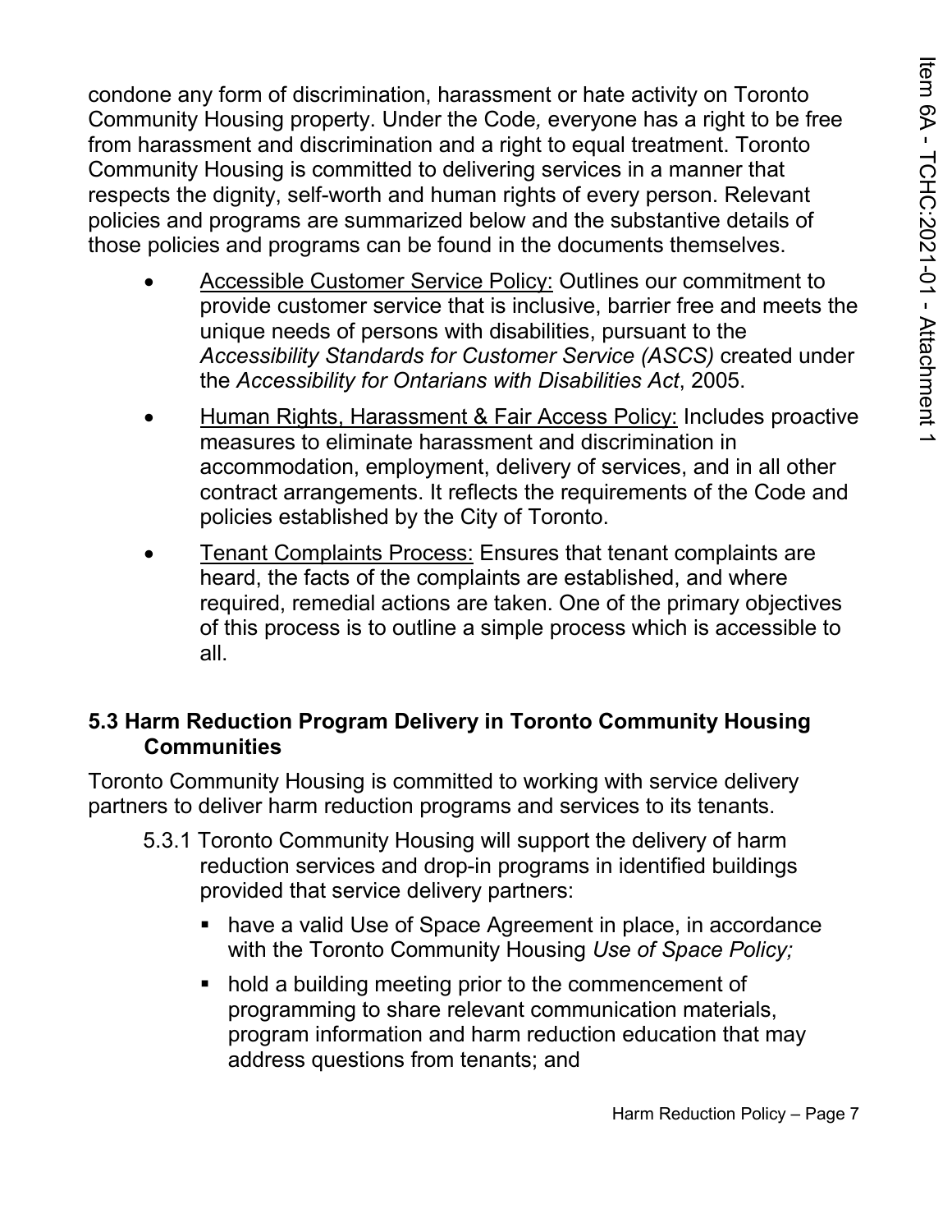condone any form of discrimination, harassment or hate activity on Toronto Community Housing property. Under the Code*,* everyone has a right to be free from harassment and discrimination and a right to equal treatment. Toronto Community Housing is committed to delivering services in a manner that respects the dignity, self-worth and human rights of every person. Relevant policies and programs are summarized below and the substantive details of those policies and programs can be found in the documents themselves.

- Accessible Customer Service Policy: Outlines our commitment to provide customer service that is inclusive, barrier free and meets the unique needs of persons with disabilities, pursuant to the *Accessibility Standards for Customer Service (ASCS)* created under the *Accessibility for Ontarians with Disabilities Act*, 2005.
- Human Rights, Harassment & Fair Access Policy: Includes proactive measures to eliminate harassment and discrimination in accommodation, employment, delivery of services, and in all other contract arrangements. It reflects the requirements of the Code and policies established by the City of Toronto.
- Tenant Complaints Process: Ensures that tenant complaints are heard, the facts of the complaints are established, and where required, remedial actions are taken. One of the primary objectives of this process is to outline a simple process which is accessible to all.

### 5.3 Harm Reduction Program Delivery in Toronto Community Housing Communities

Toronto Community Housing is committed to working with service delivery partners to deliver harm reduction programs and services to its tenants.

5.3.1 Toronto Community Housing will support the delivery of harm reduction services and drop-in programs in identified buildings provided that service delivery partners:

- have a valid Use of Space Agreement in place, in accordance with the Toronto Community Housing *Use of Space Policy;*
- hold a building meeting prior to the commencement of programming to share relevant communication materials, program information and harm reduction education that may address questions from tenants; and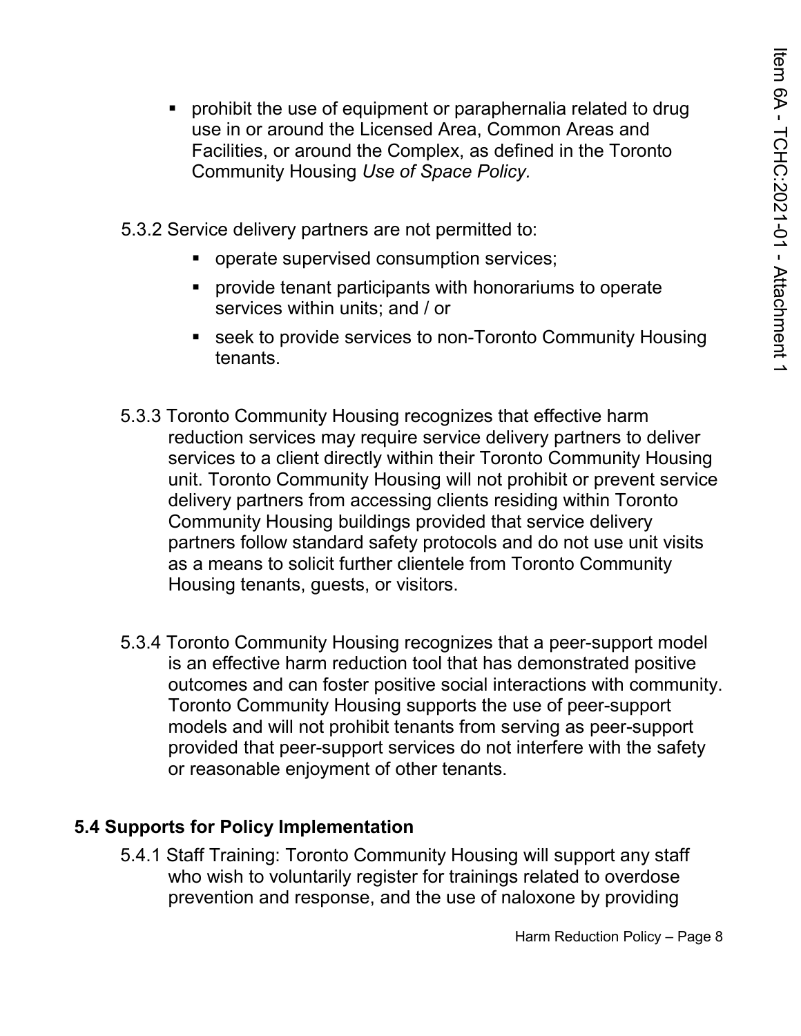- prohibit the use of equipment or paraphernalia related to drug use in or around the Licensed Area, Common Areas and Facilities, or around the Complex, as defined in the Toronto Community Housing *Use of Space Policy.*

5.3.2 Service delivery partners are not permitted to:

- operate supervised consumption services;
- provide tenant participants with honorariums to operate services within units; and / or
- seek to provide services to non-Toronto Community Housing tenants.

5.3.3 Toronto Community Housing recognizes that effective harm reduction services may require service delivery partners to deliver services to a client directly within their Toronto Community Housing unit. Toronto Community Housing will not prohibit or prevent service delivery partners from accessing clients residing within Toronto Community Housing buildings provided that service delivery partners follow standard safety protocols and do not use unit visits as a means to solicit further clientele from Toronto Community Housing tenants, guests, or visitors.

5.3.4 Toronto Community Housing recognizes that a peer-support model is an effective harm reduction tool that has demonstrated positive outcomes and can foster positive social interactions with community. Toronto Community Housing supports the use of peer-support models and will not prohibit tenants from serving as peer-support provided that peer-support services do not interfere with the safety or reasonable enjoyment of other tenants.

## 5.4 Supports for Policy Implementation

5.4.1 Staff Training: Toronto Community Housing will support any staff who wish to voluntarily register for trainings related to overdose prevention and response, and the use of naloxone by providing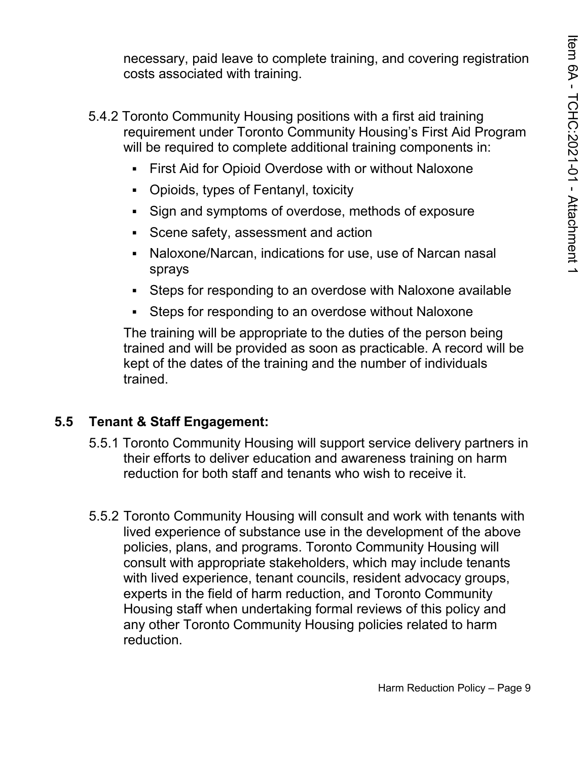necessary, paid leave to complete training, and covering registration costs associated with training.

5.4.2 Toronto Community Housing positions with a first aid training requirement under Toronto Community Housing's First Aid Program will be required to complete additional training components in:

- First Aid for Opioid Overdose with or without Naloxone
- Opioids, types of Fentanyl, toxicity
- Sign and symptoms of overdose, methods of exposure
- Scene safety, assessment and action
- Naloxone/Narcan, indications for use, use of Narcan nasal sprays
- Steps for responding to an overdose with Naloxone available
- Steps for responding to an overdose without Naloxone

The training will be appropriate to the duties of the person being trained and will be provided as soon as practicable. A record will be kept of the dates of the training and the number of individuals trained.

## 5.5 Tenant & Staff Engagement:

5.5.1 Toronto Community Housing will support service delivery partners in their efforts to deliver education and awareness training on harm reduction for both staff and tenants who wish to receive it.

5.5.2 Toronto Community Housing will consult and work with tenants with lived experience of substance use in the development of the above policies, plans, and programs. Toronto Community Housing will consult with appropriate stakeholders, which may include tenants with lived experience, tenant councils, resident advocacy groups, experts in the field of harm reduction, and Toronto Community Housing staff when undertaking formal reviews of this policy and any other Toronto Community Housing policies related to harm reduction.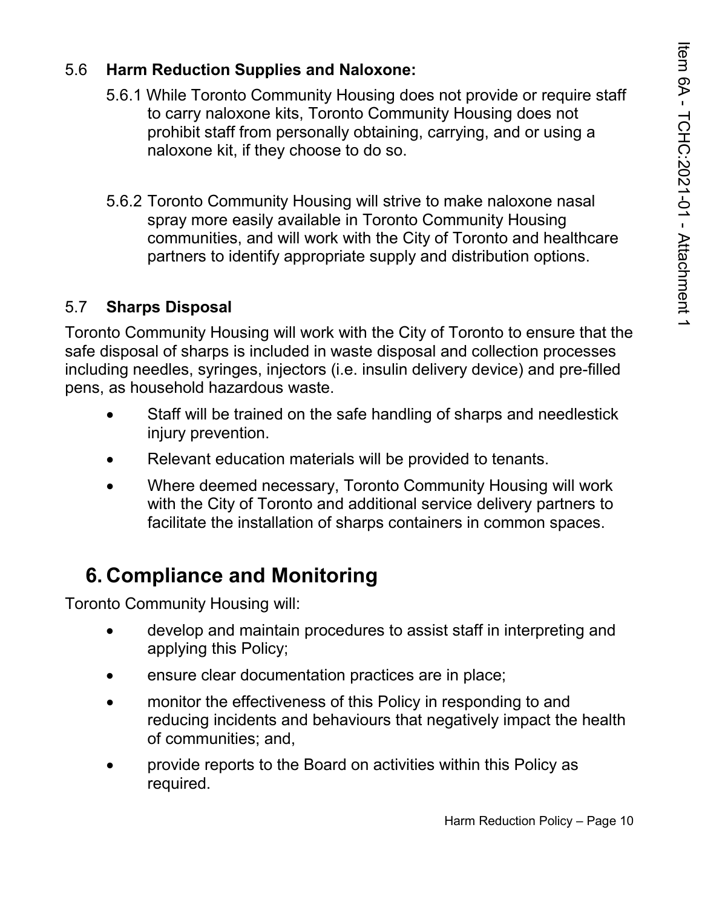### 5.6 Harm Reduction Supplies and Naloxone:

5.6.1 While Toronto Community Housing does not provide or require staff to carry naloxone kits, Toronto Community Housing does not prohibit staff from personally obtaining, carrying, and or using a naloxone kit, if they choose to do so.

5.6.2 Toronto Community Housing will strive to make naloxone nasal spray more easily available in Toronto Community Housing communities, and will work with the City of Toronto and healthcare partners to identify appropriate supply and distribution options.

### 5.7 Sharps Disposal

Toronto Community Housing will work with the City of Toronto to ensure that the safe disposal of sharps is included in waste disposal and collection processes including needles, syringes, injectors (i.e. insulin delivery device) and pre-filled pens, as household hazardous waste.

- Staff will be trained on the safe handling of sharps and needlestick injury prevention.
- Relevant education materials will be provided to tenants.
- Where deemed necessary, Toronto Community Housing will work with the City of Toronto and additional service delivery partners to facilitate the installation of sharps containers in common spaces.

## 6. Compliance and Monitoring

Toronto Community Housing will:

- develop and maintain procedures to assist staff in interpreting and applying this Policy;
- ensure clear documentation practices are in place;
- monitor the effectiveness of this Policy in responding to and reducing incidents and behaviours that negatively impact the health of communities; and,
- provide reports to the Board on activities within this Policy as required.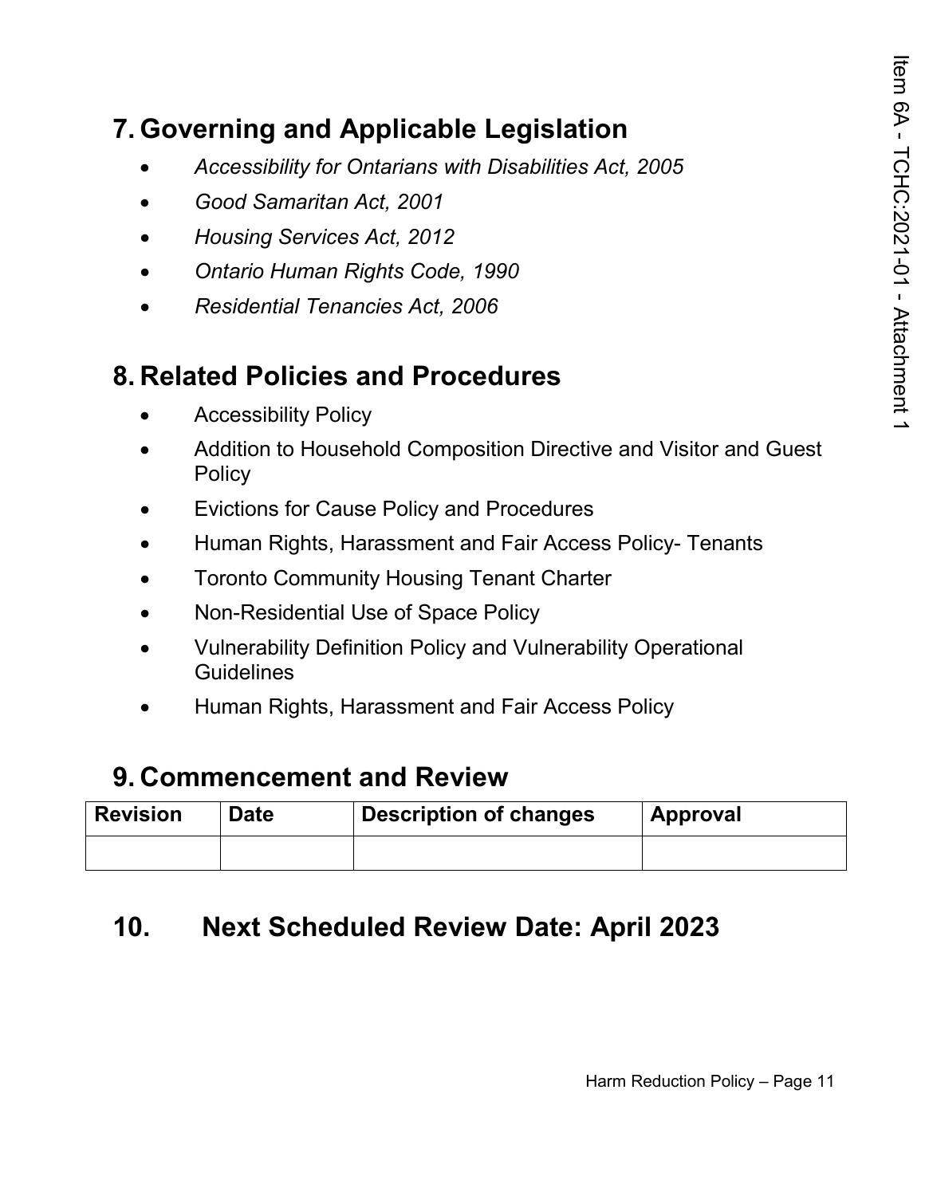## 7. Governing and Applicable Legislation

- *Accessibility for Ontarians with Disabilities Act, 2005*
- *Good Samaritan Act, 2001*
- *Housing Services Act, 2012*
- *Ontario Human Rights Code, 1990*
- *Residential Tenancies Act, 2006*

## 8. Related Policies and Procedures

- Accessibility Policy
- Addition to Household Composition Directive and Visitor and Guest Policy
- Evictions for Cause Policy and Procedures
- Human Rights, Harassment and Fair Access Policy- Tenants
- Toronto Community Housing Tenant Charter
- Non-Residential Use of Space Policy
- Vulnerability Definition Policy and Vulnerability Operational Guidelines
- Human Rights, Harassment and Fair Access Policy

## 9. Commencement and Review

| Revision | Date | Description of changes | Approval |
|---|---|---|---|
| | | | |

## 10. Next Scheduled Review Date: April 2023